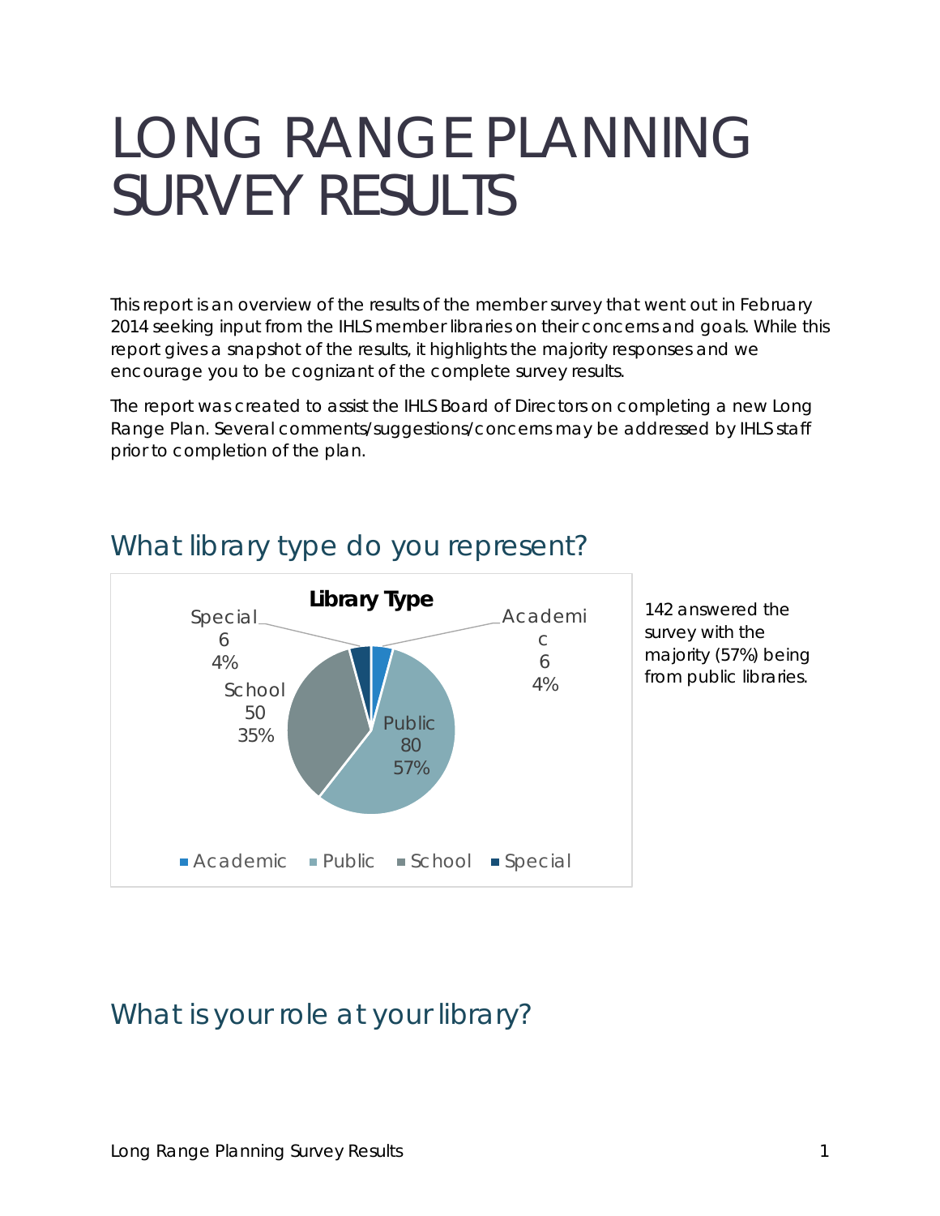# LONG RANGE PLANNING SURVEY RESULTS

This report is an overview of the results of the member survey that went out in February 2014 seeking input from the IHLS member libraries on their concerns and goals. While this report gives a snapshot of the results, it highlights the majority responses and we encourage you to be cognizant of the complete survey results.

The report was created to assist the IHLS Board of Directors on completing a new Long Range Plan. Several comments/suggestions/concerns may be addressed by IHLS staff prior to completion of the plan.

## What library type do you represent?

**Library Type**

| Library Type | Count | Percent |
|---|---|---|
| Academic | 6 | 4% |
| Public | 80 | 57% |
| School | 50 | 35% |
| Special | 6 | 4% |

142 answered the survey with the majority (57%) being from public libraries.

## What is your role at your library?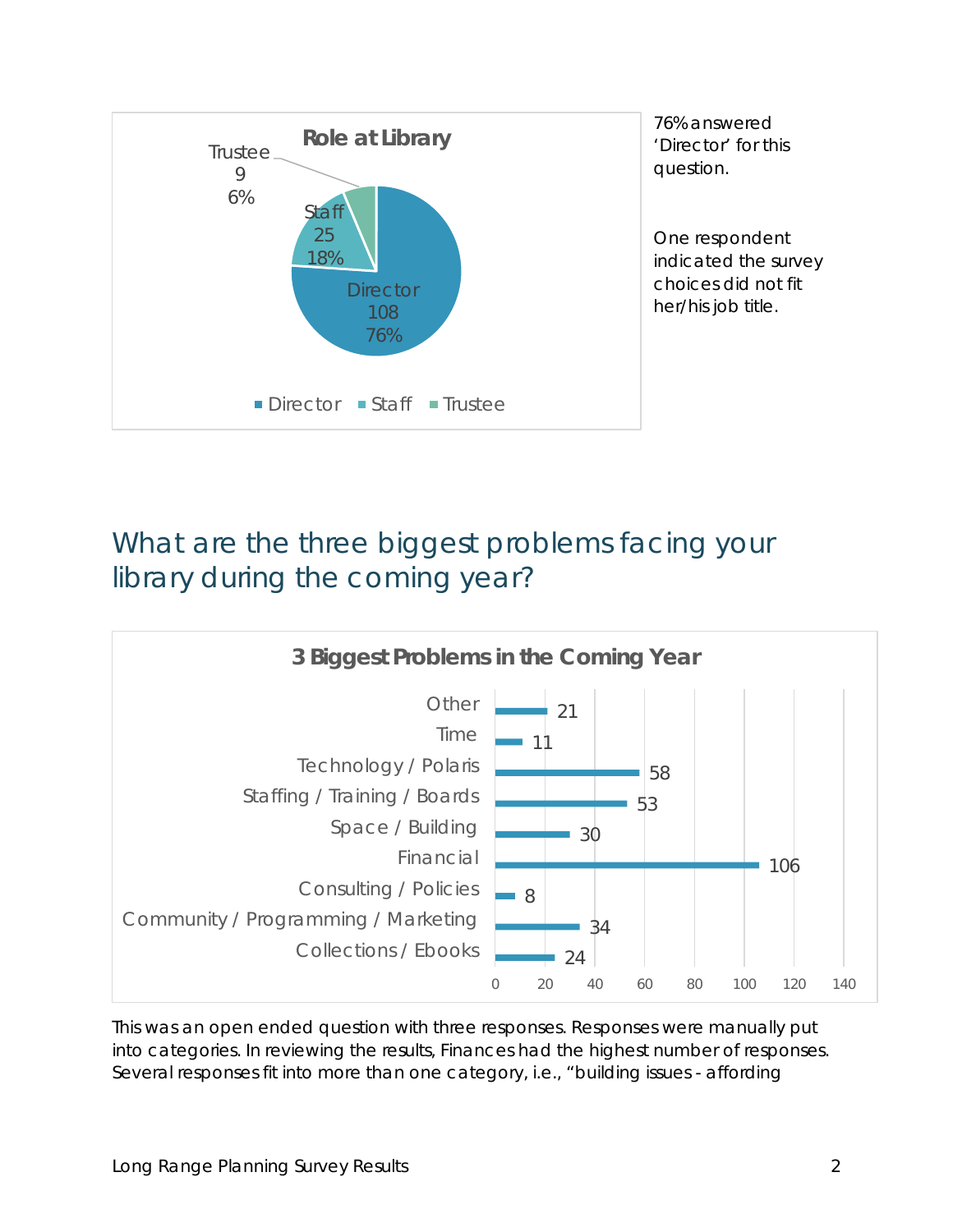**Role at Library**

| Role | Count | Percent |
|---|---|---|
| Director | 108 | 76% |
| Staff | 25 | 18% |
| Trustee | 9 | 6% |

76% answered 'Director' for this question.

One respondent indicated the survey choices did not fit her/his job title.

## What are the three biggest problems facing your library during the coming year?

**3 Biggest Problems in the Coming Year**

| Category | Responses |
|---|---|
| Other | 21 |
| Time | 11 |
| Technology / Polaris | 58 |
| Staffing / Training / Boards | 53 |
| Space / Building | 30 |
| Financial | 106 |
| Consulting / Policies | 8 |
| Community / Programming / Marketing | 34 |
| Collections / Ebooks | 24 |

This was an open ended question with three responses. Responses were manually put into categories. In reviewing the results, Finances had the highest number of responses. Several responses fit into more than one category, i.e., "building issues - affording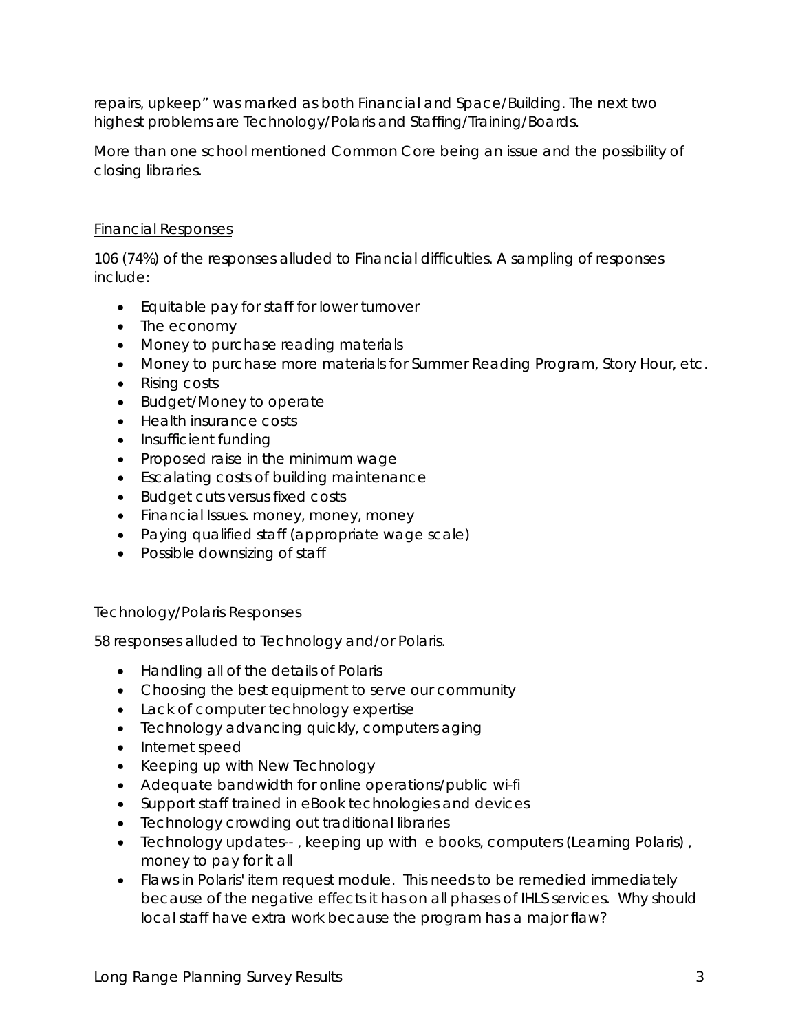repairs, upkeep" was marked as both Financial and Space/Building. The next two highest problems are Technology/Polaris and Staffing/Training/Boards.

More than one school mentioned Common Core being an issue and the possibility of closing libraries.

## Financial Responses

106 (74%) of the responses alluded to Financial difficulties. A sampling of responses include:

- Equitable pay for staff for lower turnover
- The economy
- Money to purchase reading materials
- Money to purchase more materials for Summer Reading Program, Story Hour, etc.
- Rising costs
- Budget/Money to operate
- Health insurance costs
- Insufficient funding
- Proposed raise in the minimum wage
- Escalating costs of building maintenance
- Budget cuts versus fixed costs
- Financial Issues. money, money, money
- Paying qualified staff (appropriate wage scale)
- Possible downsizing of staff

## Technology/Polaris Responses

58 responses alluded to Technology and/or Polaris.

- Handling all of the details of Polaris
- Choosing the best equipment to serve our community
- Lack of computer technology expertise
- Technology advancing quickly, computers aging
- Internet speed
- Keeping up with New Technology
- Adequate bandwidth for online operations/public wi-fi
- Support staff trained in eBook technologies and devices
- Technology crowding out traditional libraries
- Technology updates-- , keeping up with e books, computers (Learning Polaris) , money to pay for it all
- Flaws in Polaris' item request module. This needs to be remedied immediately because of the negative effects it has on all phases of IHLS services. Why should local staff have extra work because the program has a major flaw?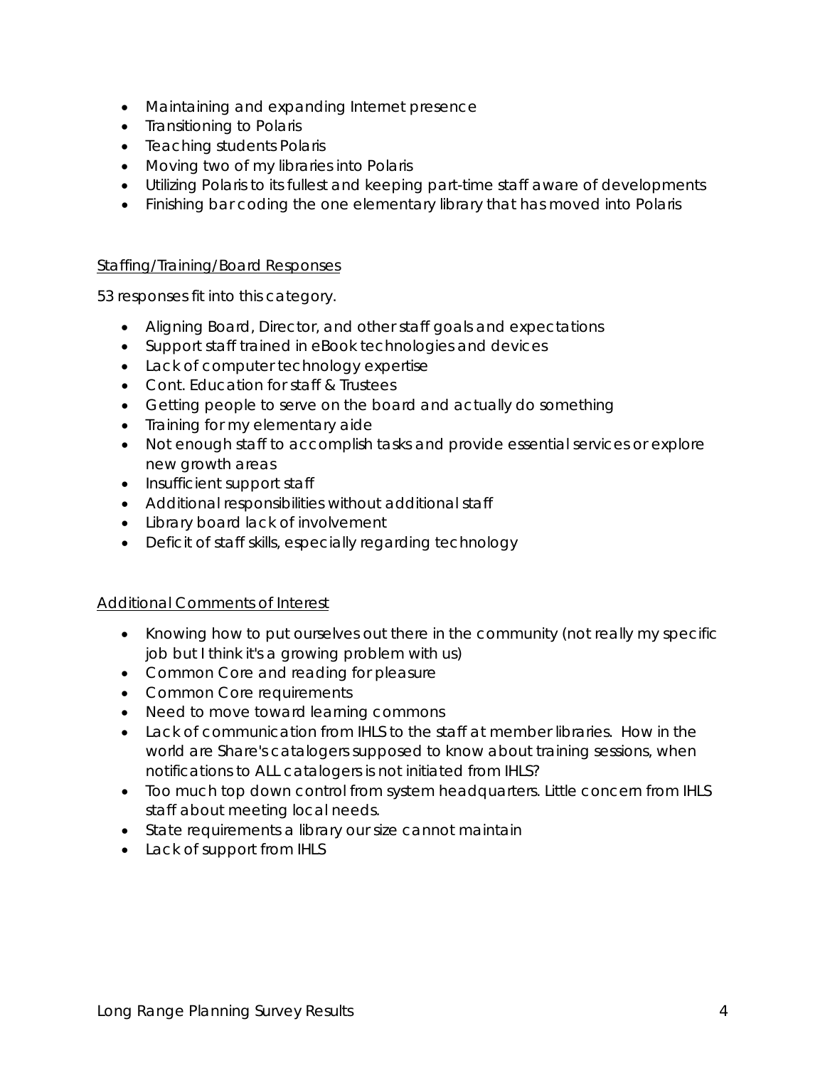- Maintaining and expanding Internet presence
- Transitioning to Polaris
- Teaching students Polaris
- Moving two of my libraries into Polaris
- Utilizing Polaris to its fullest and keeping part-time staff aware of developments
- Finishing bar coding the one elementary library that has moved into Polaris

<u>Staffing/Training/Board Responses</u>

53 responses fit into this category.

- Aligning Board, Director, and other staff goals and expectations
- Support staff trained in eBook technologies and devices
- Lack of computer technology expertise
- Cont. Education for staff & Trustees
- Getting people to serve on the board and actually do something
- Training for my elementary aide
- Not enough staff to accomplish tasks and provide essential services or explore new growth areas
- Insufficient support staff
- Additional responsibilities without additional staff
- Library board lack of involvement
- Deficit of staff skills, especially regarding technology

<u>Additional Comments of Interest</u>

- Knowing how to put ourselves out there in the community (not really my specific job but I think it's a growing problem with us)
- Common Core and reading for pleasure
- Common Core requirements
- Need to move toward learning commons
- Lack of communication from IHLS to the staff at member libraries. How in the world are Share's catalogers supposed to know about training sessions, when notifications to ALL catalogers is not initiated from IHLS?
- Too much top down control from system headquarters. Little concern from IHLS staff about meeting local needs.
- State requirements a library our size cannot maintain
- Lack of support from IHLS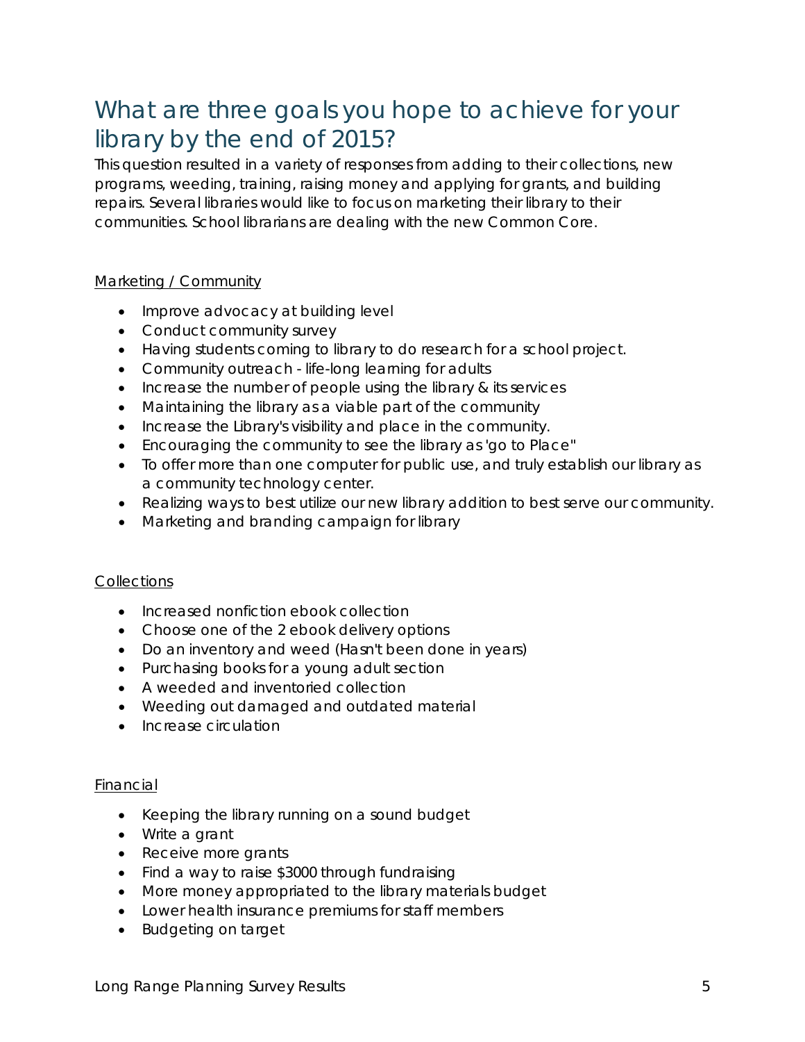# What are three goals you hope to achieve for your library by the end of 2015?

This question resulted in a variety of responses from adding to their collections, new programs, weeding, training, raising money and applying for grants, and building repairs. Several libraries would like to focus on marketing their library to their communities. School librarians are dealing with the new Common Core.

<u>Marketing / Community</u>

- Improve advocacy at building level
- Conduct community survey
- Having students coming to library to do research for a school project.
- Community outreach - life-long learning for adults
- Increase the number of people using the library & its services
- Maintaining the library as a viable part of the community
- Increase the Library's visibility and place in the community.
- Encouraging the community to see the library as 'go to Place"
- To offer more than one computer for public use, and truly establish our library as a community technology center.
- Realizing ways to best utilize our new library addition to best serve our community.
- Marketing and branding campaign for library

<u>Collections</u>

- Increased nonfiction ebook collection
- Choose one of the 2 ebook delivery options
- Do an inventory and weed (Hasn't been done in years)
- Purchasing books for a young adult section
- A weeded and inventoried collection
- Weeding out damaged and outdated material
- Increase circulation

<u>Financial</u>

- Keeping the library running on a sound budget
- Write a grant
- Receive more grants
- Find a way to raise $3000 through fundraising
- More money appropriated to the library materials budget
- Lower health insurance premiums for staff members
- Budgeting on target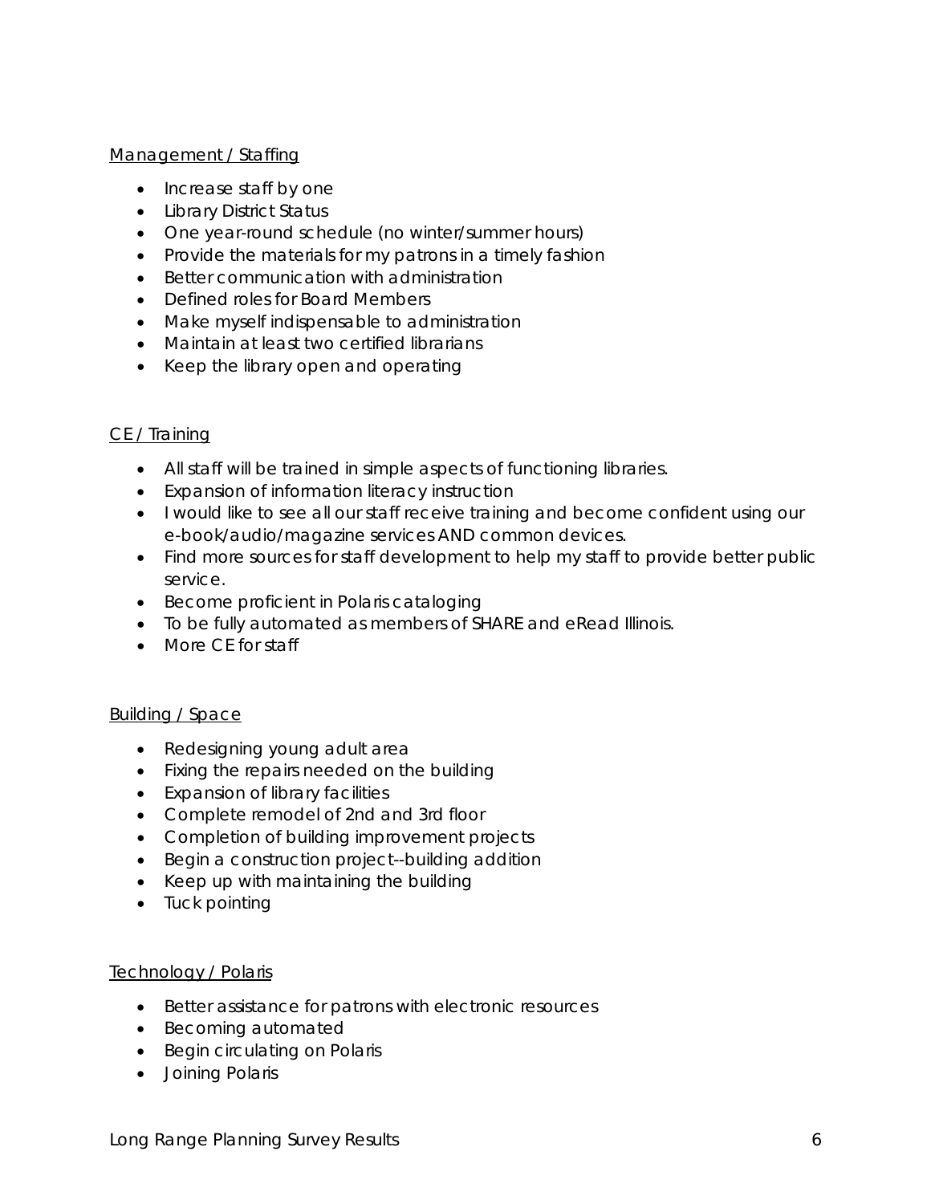Management / Staffing

- Increase staff by one
- Library District Status
- One year-round schedule (no winter/summer hours)
- Provide the materials for my patrons in a timely fashion
- Better communication with administration
- Defined roles for Board Members
- Make myself indispensable to administration
- Maintain at least two certified librarians
- Keep the library open and operating

CE / Training

- All staff will be trained in simple aspects of functioning libraries.
- Expansion of information literacy instruction
- I would like to see all our staff receive training and become confident using our e-book/audio/magazine services AND common devices.
- Find more sources for staff development to help my staff to provide better public service.
- Become proficient in Polaris cataloging
- To be fully automated as members of SHARE and eRead Illinois.
- More CE for staff

Building / Space

- Redesigning young adult area
- Fixing the repairs needed on the building
- Expansion of library facilities
- Complete remodel of 2nd and 3rd floor
- Completion of building improvement projects
- Begin a construction project--building addition
- Keep up with maintaining the building
- Tuck pointing

Technology / Polaris

- Better assistance for patrons with electronic resources
- Becoming automated
- Begin circulating on Polaris
- Joining Polaris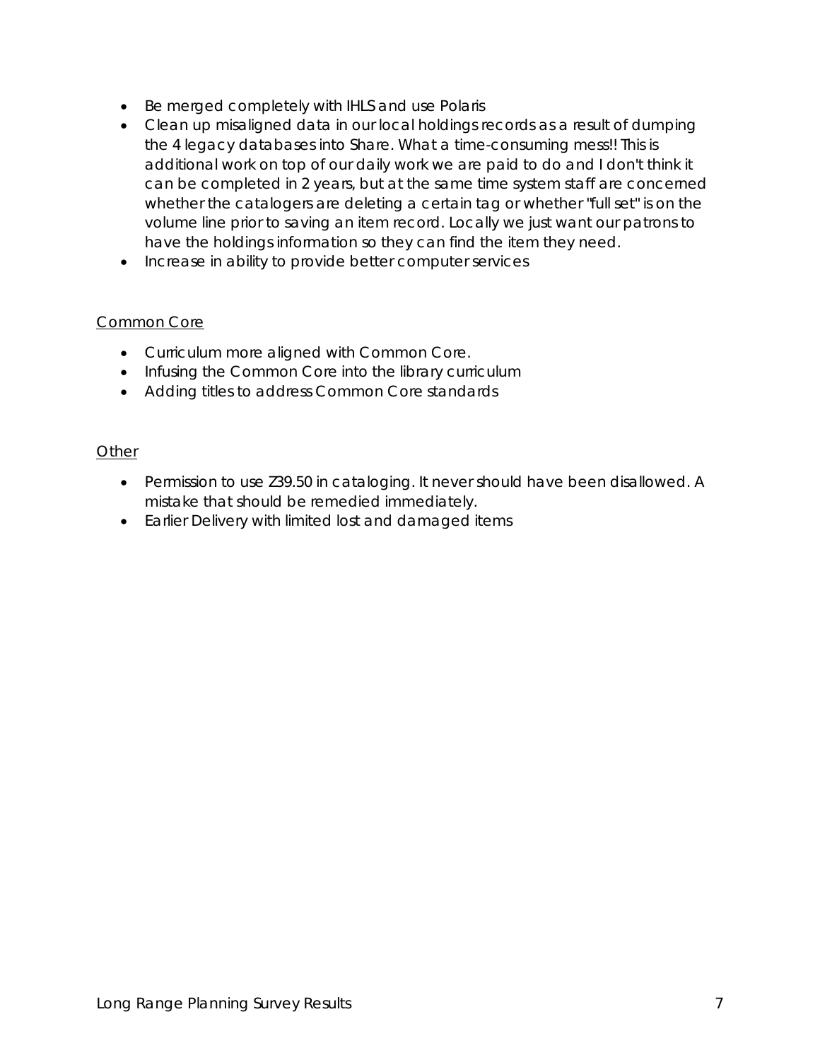- Be merged completely with IHLS and use Polaris
- Clean up misaligned data in our local holdings records as a result of dumping the 4 legacy databases into Share. What a time-consuming mess!! This is additional work on top of our daily work we are paid to do and I don't think it can be completed in 2 years, but at the same time system staff are concerned whether the catalogers are deleting a certain tag or whether "full set" is on the volume line prior to saving an item record. Locally we just want our patrons to have the holdings information so they can find the item they need.
- Increase in ability to provide better computer services

<u>Common Core</u>

- Curriculum more aligned with Common Core.
- Infusing the Common Core into the library curriculum
- Adding titles to address Common Core standards

<u>Other</u>

- Permission to use Z39.50 in cataloging. It never should have been disallowed. A mistake that should be remedied immediately.
- Earlier Delivery with limited lost and damaged items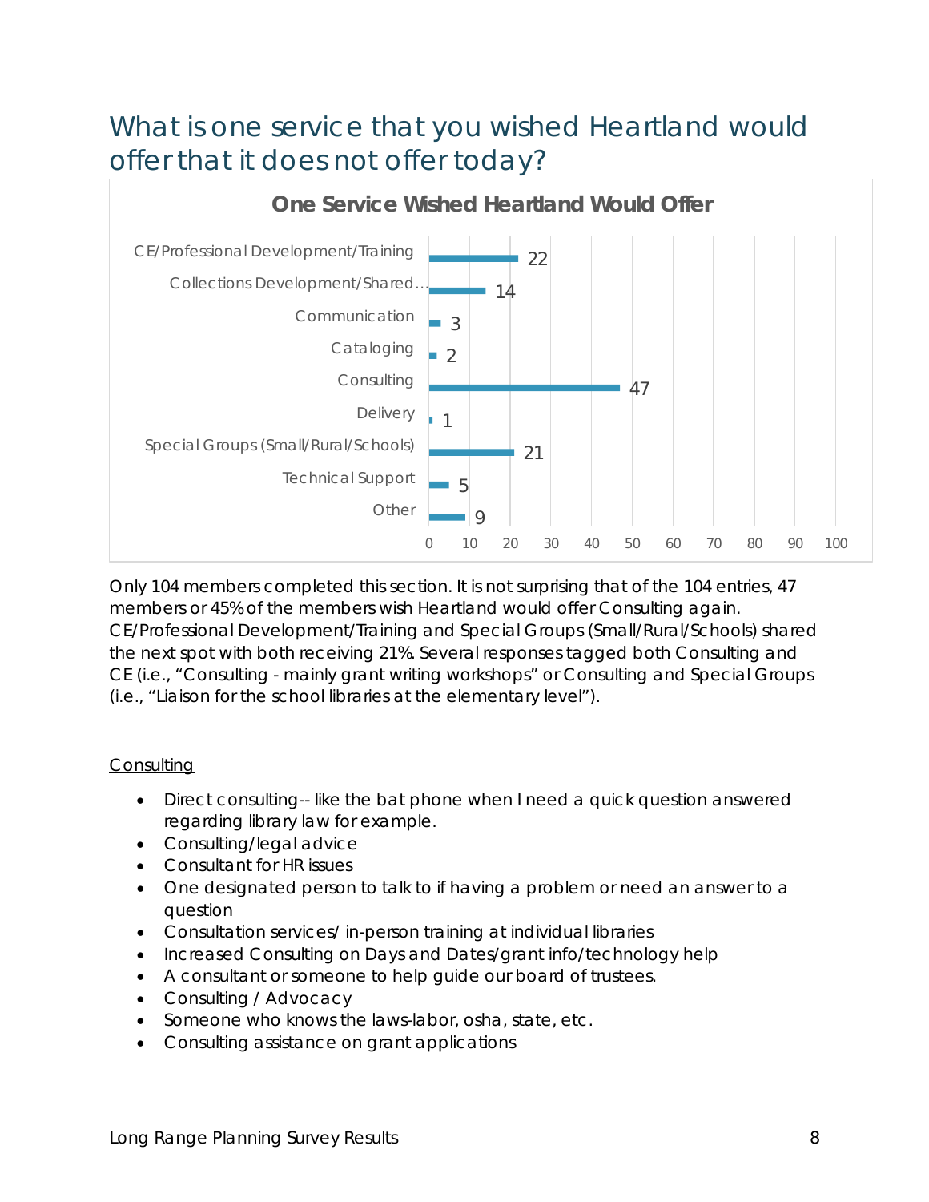# What is one service that you wished Heartland would offer that it does not offer today?

**One Service Wished Heartland Would Offer**

| Service | Count |
|---|---|
| CE/Professional Development/Training | 22 |
| Collections Development/Shared… | 14 |
| Communication | 3 |
| Cataloging | 2 |
| Consulting | 47 |
| Delivery | 1 |
| Special Groups (Small/Rural/Schools) | 21 |
| Technical Support | 5 |
| Other | 9 |

Only 104 members completed this section. It is not surprising that of the 104 entries, 47 members or 45% of the members wish Heartland would offer Consulting again. CE/Professional Development/Training and Special Groups (Small/Rural/Schools) shared the next spot with both receiving 21%. Several responses tagged both Consulting and CE (i.e., "Consulting - mainly grant writing workshops" or Consulting and Special Groups (i.e., "Liaison for the school libraries at the elementary level").

<u>Consulting</u>

- Direct consulting-- like the bat phone when I need a quick question answered regarding library law for example.
- Consulting/legal advice
- Consultant for HR issues
- One designated person to talk to if having a problem or need an answer to a question
- Consultation services/ in-person training at individual libraries
- Increased Consulting on Days and Dates/grant info/technology help
- A consultant or someone to help guide our board of trustees.
- Consulting / Advocacy
- Someone who knows the laws-labor, osha, state, etc.
- Consulting assistance on grant applications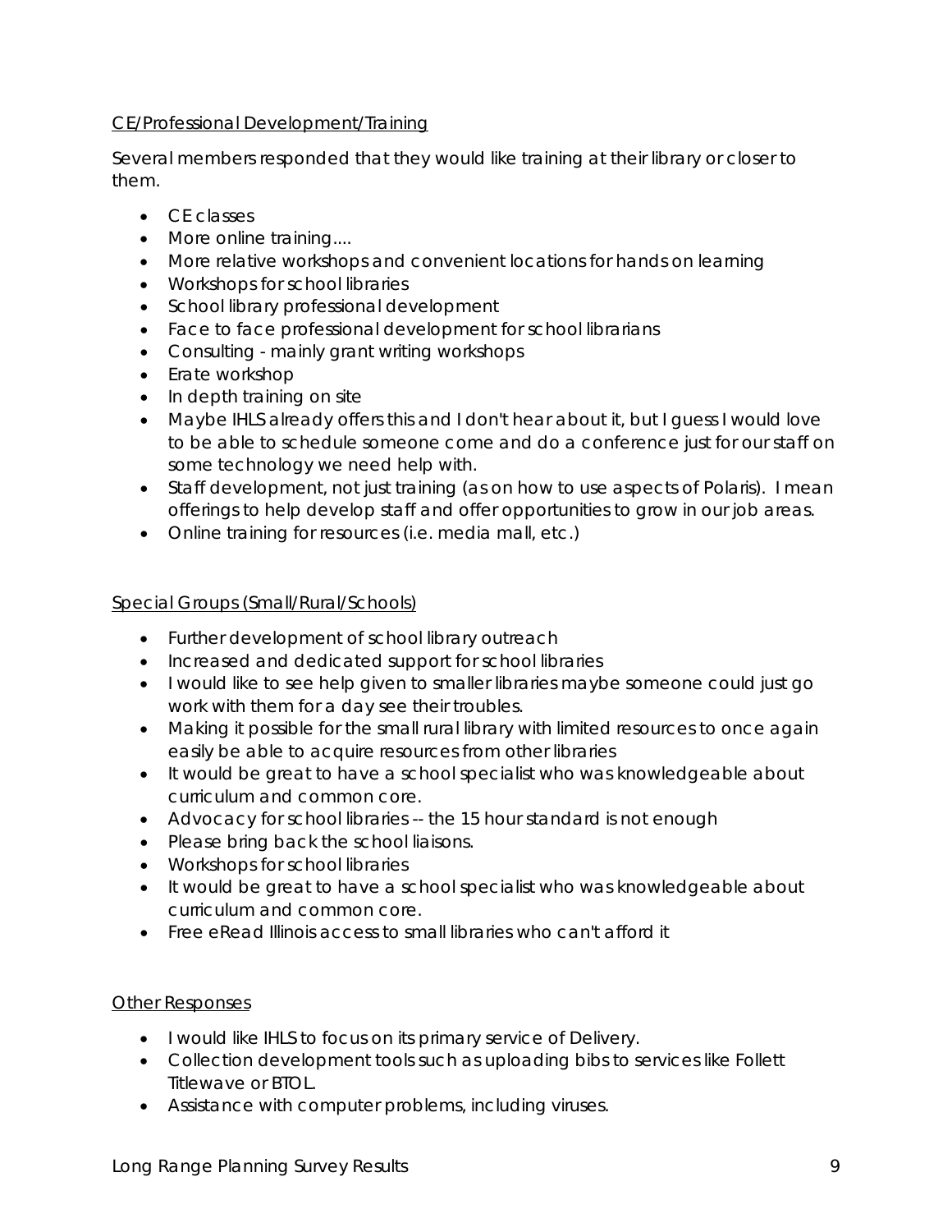CE/Professional Development/Training

Several members responded that they would like training at their library or closer to them.

- CE classes
- More online training....
- More relative workshops and convenient locations for hands on learning
- Workshops for school libraries
- School library professional development
- Face to face professional development for school librarians
- Consulting - mainly grant writing workshops
- Erate workshop
- In depth training on site
- Maybe IHLS already offers this and I don't hear about it, but I guess I would love to be able to schedule someone come and do a conference just for our staff on some technology we need help with.
- Staff development, not just training (as on how to use aspects of Polaris). I mean offerings to help develop staff and offer opportunities to grow in our job areas.
- Online training for resources (i.e. media mall, etc.)

Special Groups (Small/Rural/Schools)

- Further development of school library outreach
- Increased and dedicated support for school libraries
- I would like to see help given to smaller libraries maybe someone could just go work with them for a day see their troubles.
- Making it possible for the small rural library with limited resources to once again easily be able to acquire resources from other libraries
- It would be great to have a school specialist who was knowledgeable about curriculum and common core.
- Advocacy for school libraries -- the 15 hour standard is not enough
- Please bring back the school liaisons.
- Workshops for school libraries
- It would be great to have a school specialist who was knowledgeable about curriculum and common core.
- Free eRead Illinois access to small libraries who can't afford it

Other Responses

- I would like IHLS to focus on its primary service of Delivery.
- Collection development tools such as uploading bibs to services like Follett Titlewave or BTOL.
- Assistance with computer problems, including viruses.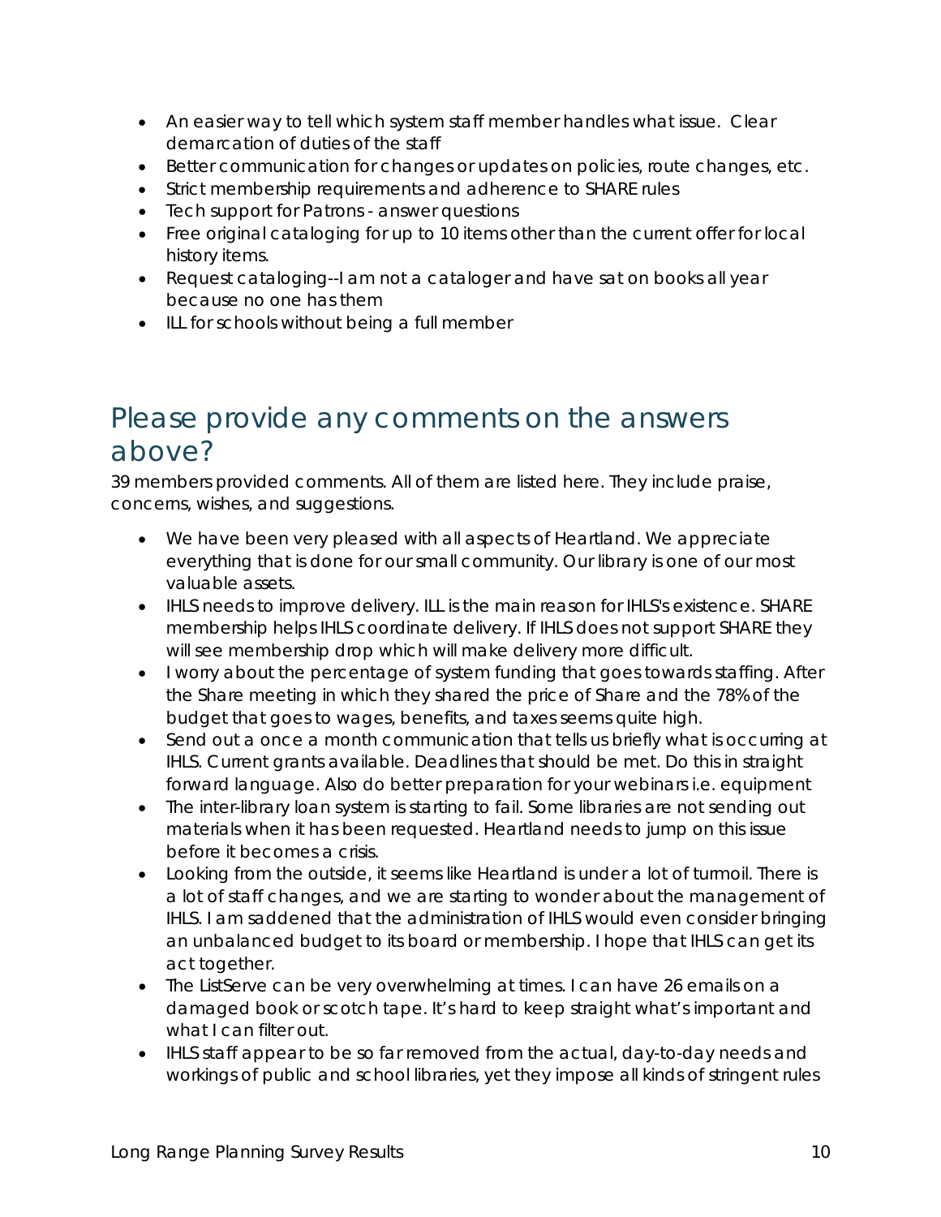- An easier way to tell which system staff member handles what issue. Clear demarcation of duties of the staff
- Better communication for changes or updates on policies, route changes, etc.
- Strict membership requirements and adherence to SHARE rules
- Tech support for Patrons - answer questions
- Free original cataloging for up to 10 items other than the current offer for local history items.
- Request cataloging--I am not a cataloger and have sat on books all year because no one has them
- ILL for schools without being a full member

## Please provide any comments on the answers above?

39 members provided comments. All of them are listed here. They include praise, concerns, wishes, and suggestions.

- We have been very pleased with all aspects of Heartland. We appreciate everything that is done for our small community. Our library is one of our most valuable assets.
- IHLS needs to improve delivery. ILL is the main reason for IHLS's existence. SHARE membership helps IHLS coordinate delivery. If IHLS does not support SHARE they will see membership drop which will make delivery more difficult.
- I worry about the percentage of system funding that goes towards staffing. After the Share meeting in which they shared the price of Share and the 78% of the budget that goes to wages, benefits, and taxes seems quite high.
- Send out a once a month communication that tells us briefly what is occurring at IHLS. Current grants available. Deadlines that should be met. Do this in straight forward language. Also do better preparation for your webinars i.e. equipment
- The inter-library loan system is starting to fail. Some libraries are not sending out materials when it has been requested. Heartland needs to jump on this issue before it becomes a crisis.
- Looking from the outside, it seems like Heartland is under a lot of turmoil. There is a lot of staff changes, and we are starting to wonder about the management of IHLS. I am saddened that the administration of IHLS would even consider bringing an unbalanced budget to its board or membership. I hope that IHLS can get its act together.
- The ListServe can be very overwhelming at times. I can have 26 emails on a damaged book or scotch tape. It's hard to keep straight what's important and what I can filter out.
- IHLS staff appear to be so far removed from the actual, day-to-day needs and workings of public and school libraries, yet they impose all kinds of stringent rules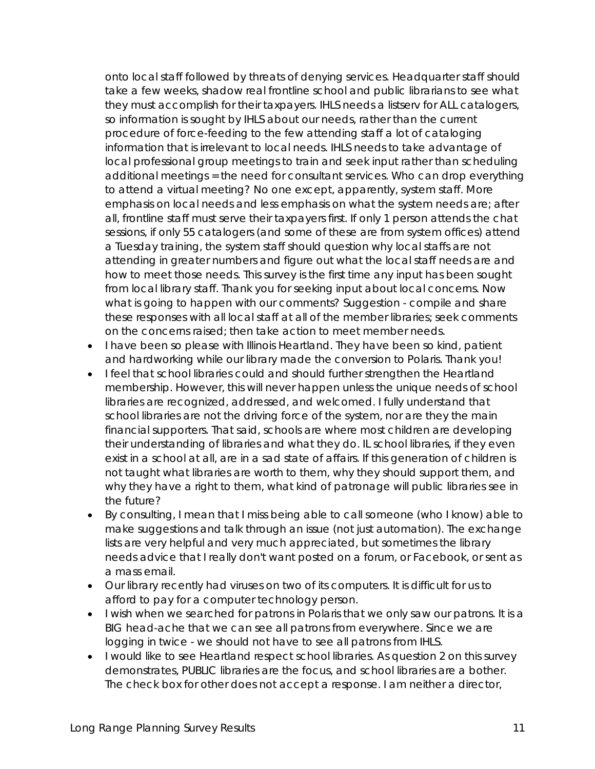onto local staff followed by threats of denying services. Headquarter staff should take a few weeks, shadow real frontline school and public librarians to see what they must accomplish for their taxpayers. IHLS needs a listserv for ALL catalogers, so information is sought by IHLS about our needs, rather than the current procedure of force-feeding to the few attending staff a lot of cataloging information that is irrelevant to local needs. IHLS needs to take advantage of local professional group meetings to train and seek input rather than scheduling additional meetings = the need for consultant services. Who can drop everything to attend a virtual meeting? No one except, apparently, system staff. More emphasis on local needs and less emphasis on what the system needs are; after all, frontline staff must serve their taxpayers first. If only 1 person attends the chat sessions, if only 55 catalogers (and some of these are from system offices) attend a Tuesday training, the system staff should question why local staffs are not attending in greater numbers and figure out what the local staff needs are and how to meet those needs. This survey is the first time any input has been sought from local library staff. Thank you for seeking input about local concerns. Now what is going to happen with our comments? Suggestion - compile and share these responses with all local staff at all of the member libraries; seek comments on the concerns raised; then take action to meet member needs.

- I have been so please with Illinois Heartland. They have been so kind, patient and hardworking while our library made the conversion to Polaris. Thank you!
- I feel that school libraries could and should further strengthen the Heartland membership. However, this will never happen unless the unique needs of school libraries are recognized, addressed, and welcomed. I fully understand that school libraries are not the driving force of the system, nor are they the main financial supporters. That said, schools are where most children are developing their understanding of libraries and what they do. IL school libraries, if they even exist in a school at all, are in a sad state of affairs. If this generation of children is not taught what libraries are worth to them, why they should support them, and why they have a right to them, what kind of patronage will public libraries see in the future?
- By consulting, I mean that I miss being able to call someone (who I know) able to make suggestions and talk through an issue (not just automation). The exchange lists are very helpful and very much appreciated, but sometimes the library needs advice that I really don't want posted on a forum, or Facebook, or sent as a mass email.
- Our library recently had viruses on two of its computers. It is difficult for us to afford to pay for a computer technology person.
- I wish when we searched for patrons in Polaris that we only saw our patrons. It is a BIG head-ache that we can see all patrons from everywhere. Since we are logging in twice - we should not have to see all patrons from IHLS.
- I would like to see Heartland respect school libraries. As question 2 on this survey demonstrates, PUBLIC libraries are the focus, and school libraries are a bother. The check box for other does not accept a response. I am neither a director,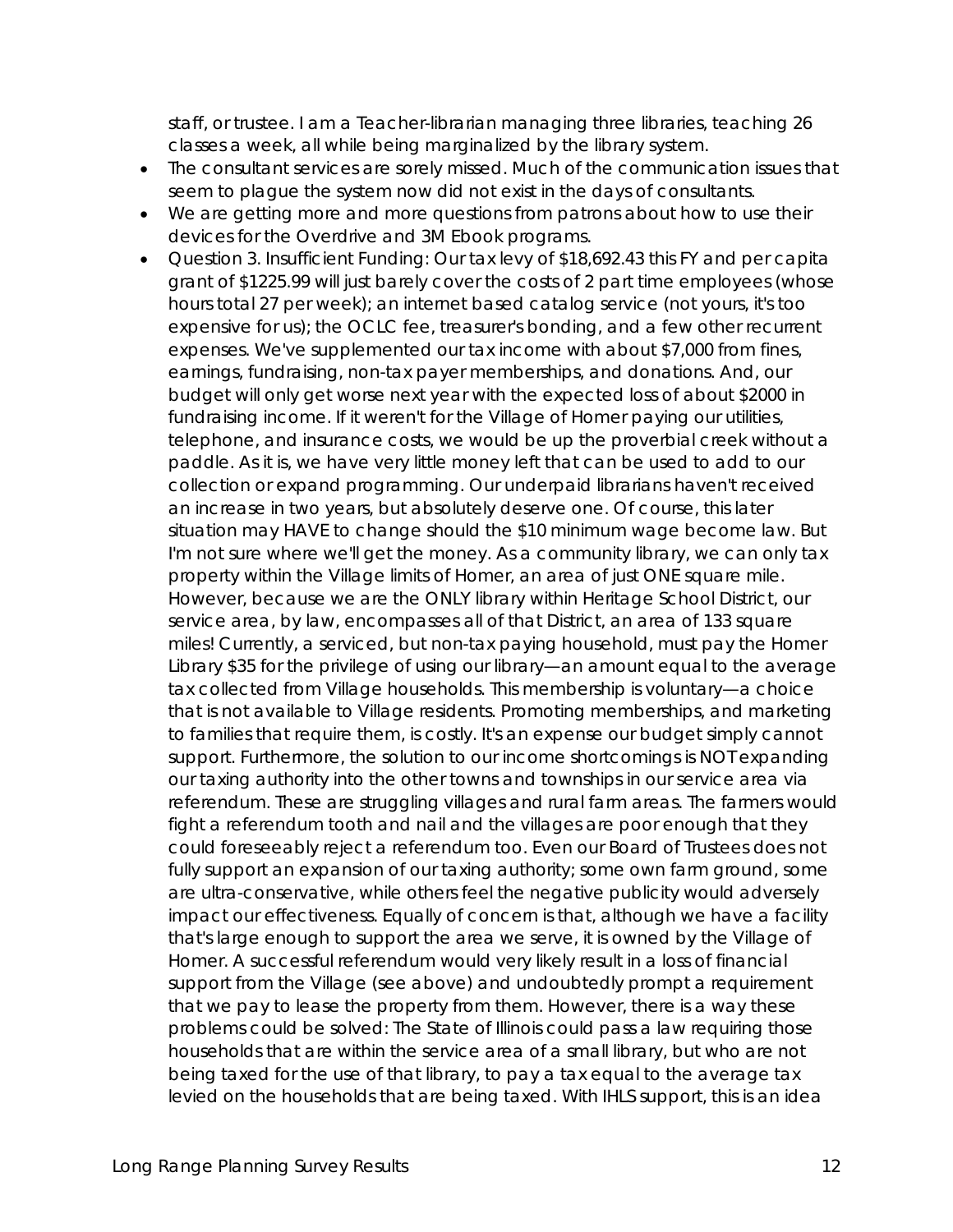staff, or trustee. I am a Teacher-librarian managing three libraries, teaching 26 classes a week, all while being marginalized by the library system.

- The consultant services are sorely missed. Much of the communication issues that seem to plague the system now did not exist in the days of consultants.
- We are getting more and more questions from patrons about how to use their devices for the Overdrive and 3M Ebook programs.
- Question 3. Insufficient Funding: Our tax levy of $18,692.43 this FY and per capita grant of $1225.99 will just barely cover the costs of 2 part time employees (whose hours total 27 per week); an internet based catalog service (not yours, it's too expensive for us); the OCLC fee, treasurer's bonding, and a few other recurrent expenses. We've supplemented our tax income with about $7,000 from fines, earnings, fundraising, non-tax payer memberships, and donations. And, our budget will only get worse next year with the expected loss of about $2000 in fundraising income. If it weren't for the Village of Homer paying our utilities, telephone, and insurance costs, we would be up the proverbial creek without a paddle. As it is, we have very little money left that can be used to add to our collection or expand programming. Our underpaid librarians haven't received an increase in two years, but absolutely deserve one. Of course, this later situation may HAVE to change should the $10 minimum wage become law. But I'm not sure where we'll get the money. As a community library, we can only tax property within the Village limits of Homer, an area of just ONE square mile. However, because we are the ONLY library within Heritage School District, our service area, by law, encompasses all of that District, an area of 133 square miles! Currently, a serviced, but non-tax paying household, must pay the Homer Library $35 for the privilege of using our library—an amount equal to the average tax collected from Village households. This membership is voluntary—a choice that is not available to Village residents. Promoting memberships, and marketing to families that require them, is costly. It's an expense our budget simply cannot support. Furthermore, the solution to our income shortcomings is NOT expanding our taxing authority into the other towns and townships in our service area via referendum. These are struggling villages and rural farm areas. The farmers would fight a referendum tooth and nail and the villages are poor enough that they could foreseeably reject a referendum too. Even our Board of Trustees does not fully support an expansion of our taxing authority; some own farm ground, some are ultra-conservative, while others feel the negative publicity would adversely impact our effectiveness. Equally of concern is that, although we have a facility that's large enough to support the area we serve, it is owned by the Village of Homer. A successful referendum would very likely result in a loss of financial support from the Village (see above) and undoubtedly prompt a requirement that we pay to lease the property from them. However, there is a way these problems could be solved: The State of Illinois could pass a law requiring those households that are within the service area of a small library, but who are not being taxed for the use of that library, to pay a tax equal to the average tax levied on the households that are being taxed. With IHLS support, this is an idea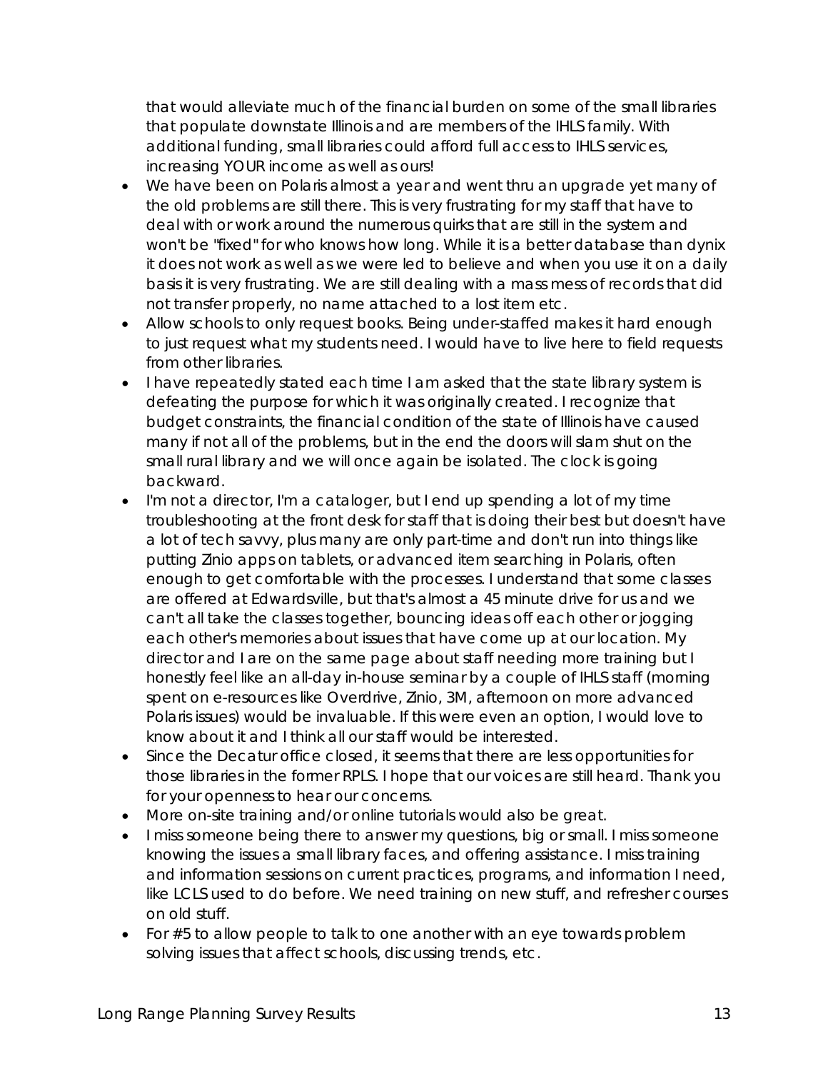that would alleviate much of the financial burden on some of the small libraries that populate downstate Illinois and are members of the IHLS family. With additional funding, small libraries could afford full access to IHLS services, increasing YOUR income as well as ours!

- We have been on Polaris almost a year and went thru an upgrade yet many of the old problems are still there. This is very frustrating for my staff that have to deal with or work around the numerous quirks that are still in the system and won't be "fixed" for who knows how long. While it is a better database than dynix it does not work as well as we were led to believe and when you use it on a daily basis it is very frustrating. We are still dealing with a mass mess of records that did not transfer properly, no name attached to a lost item etc.
- Allow schools to only request books. Being under-staffed makes it hard enough to just request what my students need. I would have to live here to field requests from other libraries.
- I have repeatedly stated each time I am asked that the state library system is defeating the purpose for which it was originally created. I recognize that budget constraints, the financial condition of the state of Illinois have caused many if not all of the problems, but in the end the doors will slam shut on the small rural library and we will once again be isolated. The clock is going backward.
- I'm not a director, I'm a cataloger, but I end up spending a lot of my time troubleshooting at the front desk for staff that is doing their best but doesn't have a lot of tech savvy, plus many are only part-time and don't run into things like putting Zinio apps on tablets, or advanced item searching in Polaris, often enough to get comfortable with the processes. I understand that some classes are offered at Edwardsville, but that's almost a 45 minute drive for us and we can't all take the classes together, bouncing ideas off each other or jogging each other's memories about issues that have come up at our location. My director and I are on the same page about staff needing more training but I honestly feel like an all-day in-house seminar by a couple of IHLS staff (morning spent on e-resources like Overdrive, Zinio, 3M, afternoon on more advanced Polaris issues) would be invaluable. If this were even an option, I would love to know about it and I think all our staff would be interested.
- Since the Decatur office closed, it seems that there are less opportunities for those libraries in the former RPLS. I hope that our voices are still heard. Thank you for your openness to hear our concerns.
- More on-site training and/or online tutorials would also be great.
- I miss someone being there to answer my questions, big or small. I miss someone knowing the issues a small library faces, and offering assistance. I miss training and information sessions on current practices, programs, and information I need, like LCLS used to do before. We need training on new stuff, and refresher courses on old stuff.
- For #5 to allow people to talk to one another with an eye towards problem solving issues that affect schools, discussing trends, etc.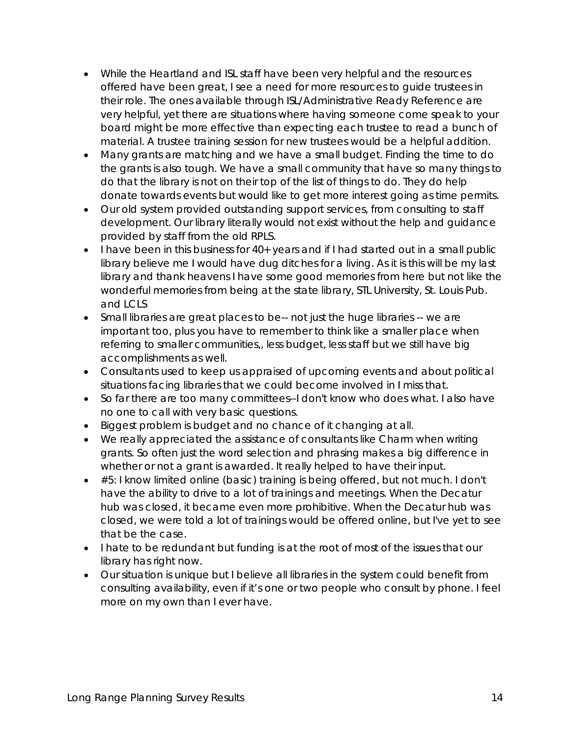- While the Heartland and ISL staff have been very helpful and the resources offered have been great, I see a need for more resources to guide trustees in their role. The ones available through ISL/Administrative Ready Reference are very helpful, yet there are situations where having someone come speak to your board might be more effective than expecting each trustee to read a bunch of material. A trustee training session for new trustees would be a helpful addition.
- Many grants are matching and we have a small budget. Finding the time to do the grants is also tough. We have a small community that have so many things to do that the library is not on their top of the list of things to do. They do help donate towards events but would like to get more interest going as time permits.
- Our old system provided outstanding support services, from consulting to staff development. Our library literally would not exist without the help and guidance provided by staff from the old RPLS.
- I have been in this business for 40+ years and if I had started out in a small public library believe me I would have dug ditches for a living. As it is this will be my last library and thank heavens I have some good memories from here but not like the wonderful memories from being at the state library, STL University, St. Louis Pub. and LCLS
- Small libraries are great places to be-- not just the huge libraries -- we are important too, plus you have to remember to think like a smaller place when referring to smaller communities,, less budget, less staff but we still have big accomplishments as well.
- Consultants used to keep us appraised of upcoming events and about political situations facing libraries that we could become involved in I miss that.
- So far there are too many committees--I don't know who does what. I also have no one to call with very basic questions.
- Biggest problem is budget and no chance of it changing at all.
- We really appreciated the assistance of consultants like Charm when writing grants. So often just the word selection and phrasing makes a big difference in whether or not a grant is awarded. It really helped to have their input.
- #5: I know limited online (basic) training is being offered, but not much. I don't have the ability to drive to a lot of trainings and meetings. When the Decatur hub was closed, it became even more prohibitive. When the Decatur hub was closed, we were told a lot of trainings would be offered online, but I've yet to see that be the case.
- I hate to be redundant but funding is at the root of most of the issues that our library has right now.
- Our situation is unique but I believe all libraries in the system could benefit from consulting availability, even if it's one or two people who consult by phone. I feel more on my own than I ever have.